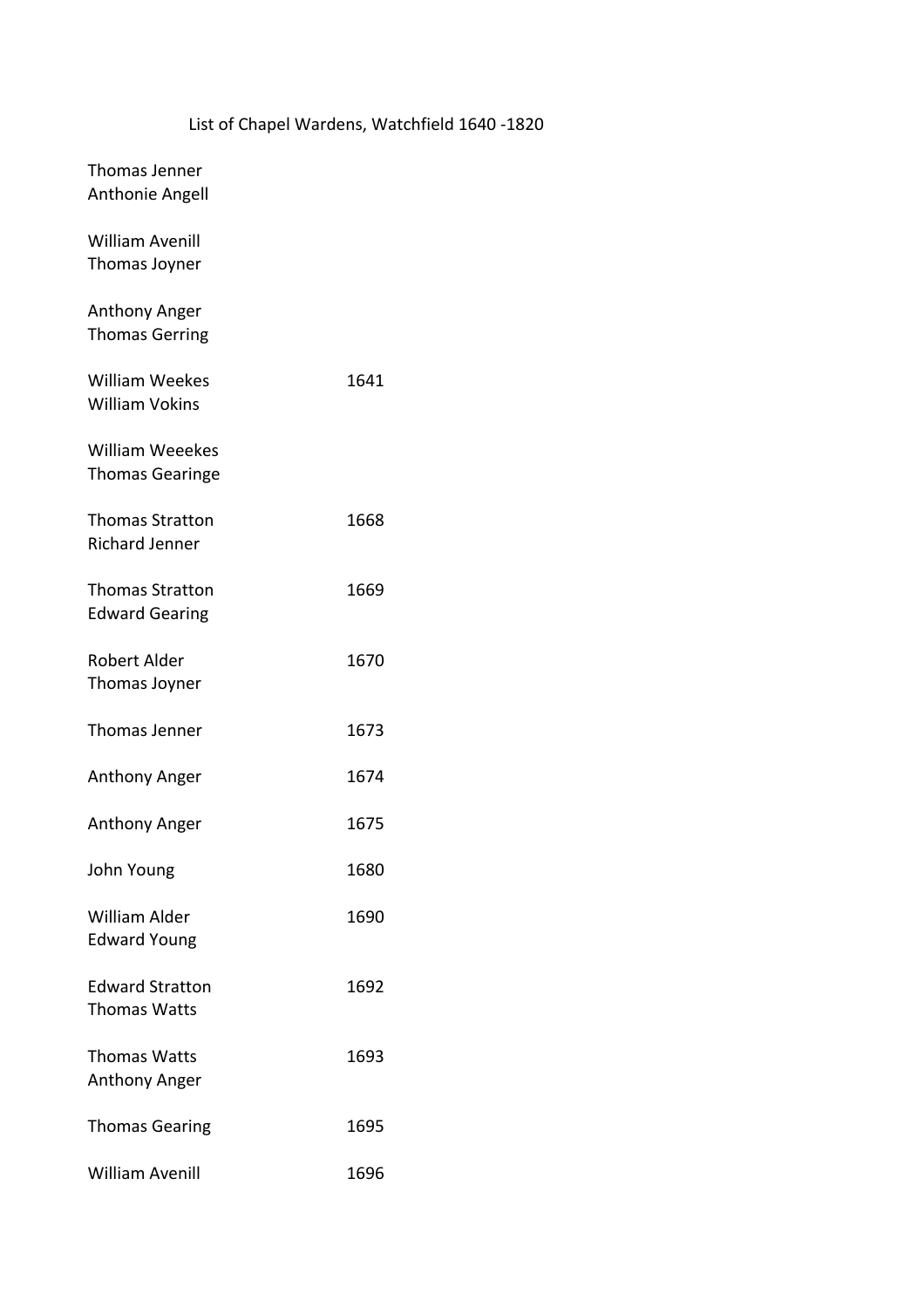# List of Chapel Wardens, Watchfield 1640 -1820

| Name | Year |
|---|---|
| Thomas Jenner<br>Anthonie Angell | |
| William Avenill<br>Thomas Joyner | |
| Anthony Anger<br>Thomas Gerring | |
| William Weekes<br>William Vokins | 1641 |
| William Weeekes<br>Thomas Gearinge | |
| Thomas Stratton<br>Richard Jenner | 1668 |
| Thomas Stratton<br>Edward Gearing | 1669 |
| Robert Alder<br>Thomas Joyner | 1670 |
| Thomas Jenner | 1673 |
| Anthony Anger | 1674 |
| Anthony Anger | 1675 |
| John Young | 1680 |
| William Alder<br>Edward Young | 1690 |
| Edward Stratton<br>Thomas Watts | 1692 |
| Thomas Watts<br>Anthony Anger | 1693 |
| Thomas Gearing | 1695 |
| William Avenill | 1696 |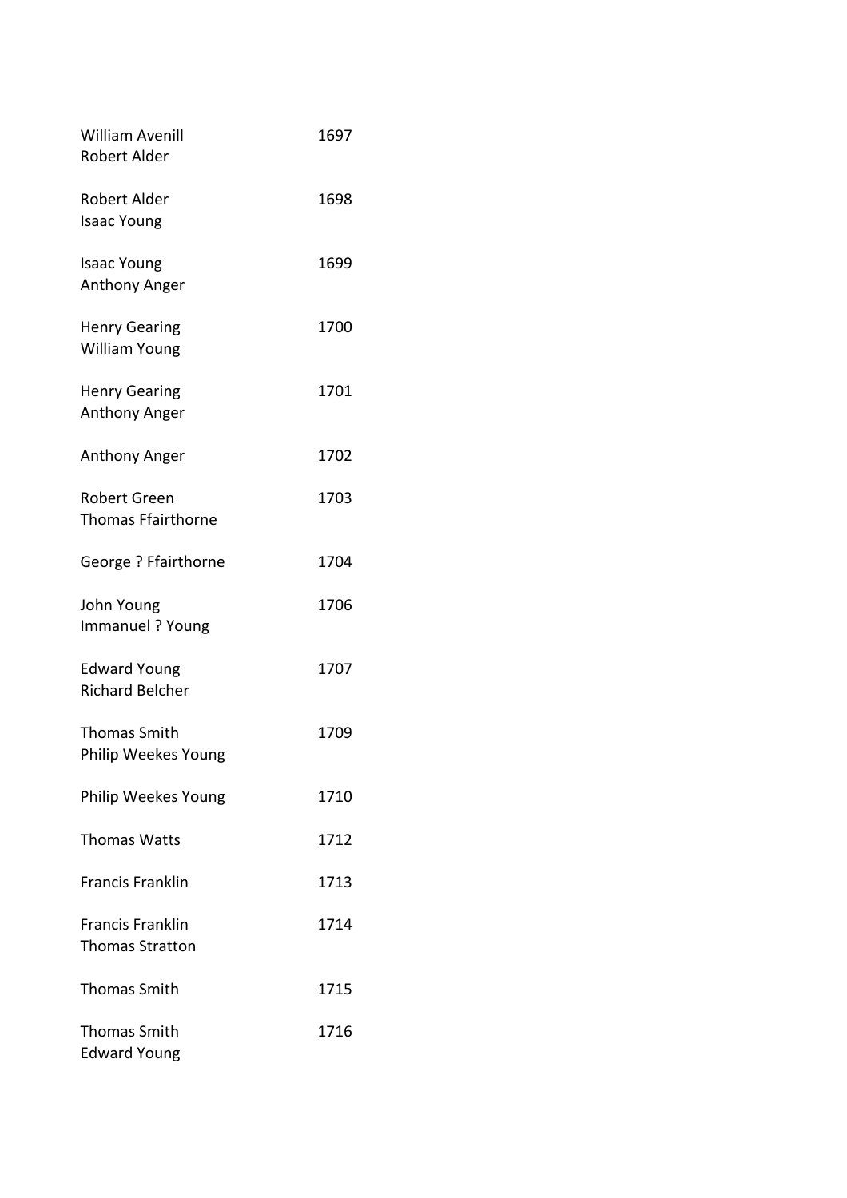| Name | Year |
|---|---|
| William Avenill<br>Robert Alder | 1697 |
| Robert Alder<br>Isaac Young | 1698 |
| Isaac Young<br>Anthony Anger | 1699 |
| Henry Gearing<br>William Young | 1700 |
| Henry Gearing<br>Anthony Anger | 1701 |
| Anthony Anger | 1702 |
| Robert Green<br>Thomas Ffairthorne | 1703 |
| George ? Ffairthorne | 1704 |
| John Young<br>Immanuel ? Young | 1706 |
| Edward Young<br>Richard Belcher | 1707 |
| Thomas Smith<br>Philip Weekes Young | 1709 |
| Philip Weekes Young | 1710 |
| Thomas Watts | 1712 |
| Francis Franklin | 1713 |
| Francis Franklin<br>Thomas Stratton | 1714 |
| Thomas Smith | 1715 |
| Thomas Smith<br>Edward Young | 1716 |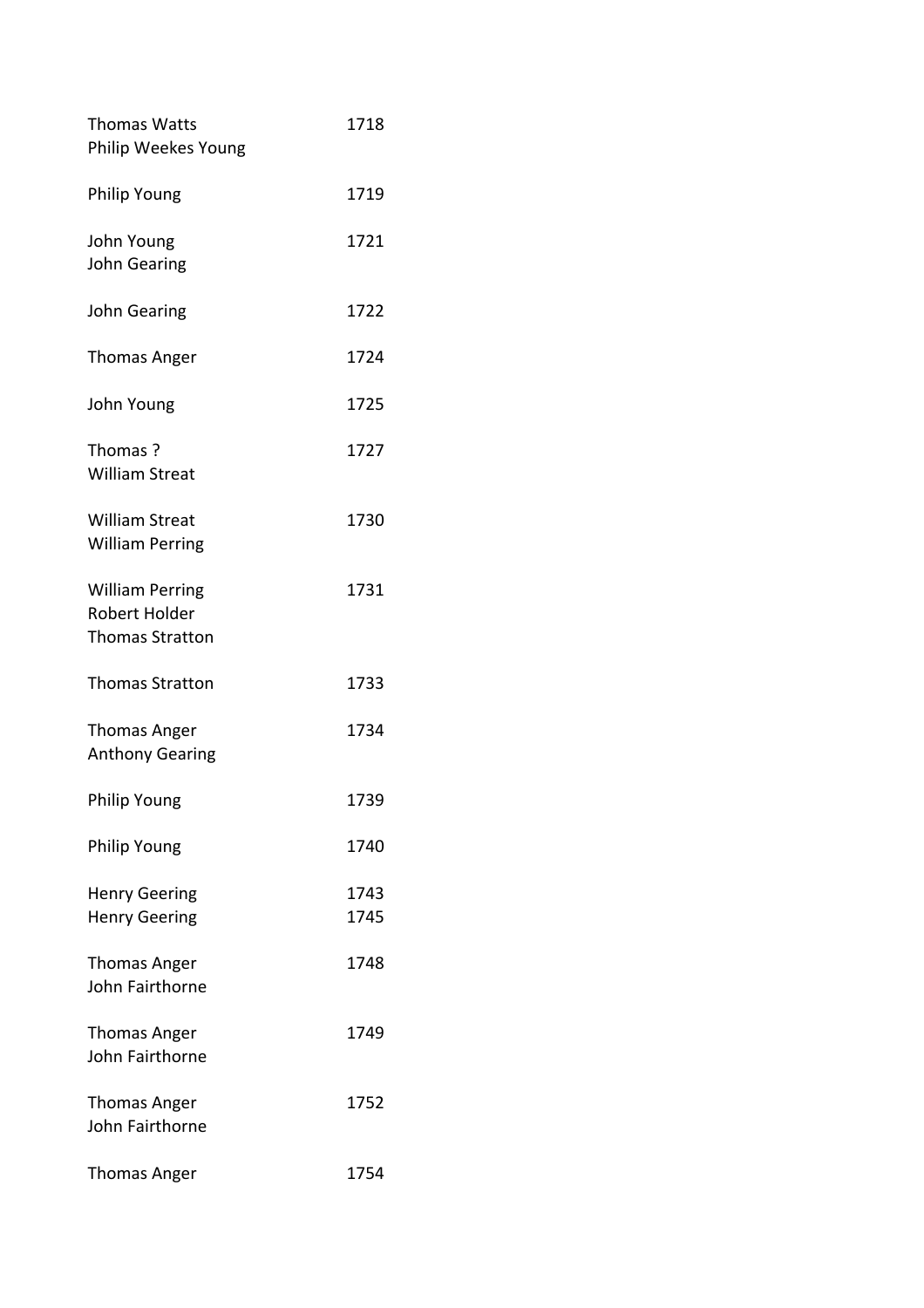| | |
|---|---|
| Thomas Watts<br>Philip Weekes Young | 1718 |
| Philip Young | 1719 |
| John Young<br>John Gearing | 1721 |
| John Gearing | 1722 |
| Thomas Anger | 1724 |
| John Young | 1725 |
| Thomas ?<br>William Streat | 1727 |
| William Streat<br>William Perring | 1730 |
| William Perring<br>Robert Holder<br>Thomas Stratton | 1731 |
| Thomas Stratton | 1733 |
| Thomas Anger<br>Anthony Gearing | 1734 |
| Philip Young | 1739 |
| Philip Young | 1740 |
| Henry Geering<br>Henry Geering | 1743<br>1745 |
| Thomas Anger<br>John Fairthorne | 1748 |
| Thomas Anger<br>John Fairthorne | 1749 |
| Thomas Anger<br>John Fairthorne | 1752 |
| Thomas Anger | 1754 |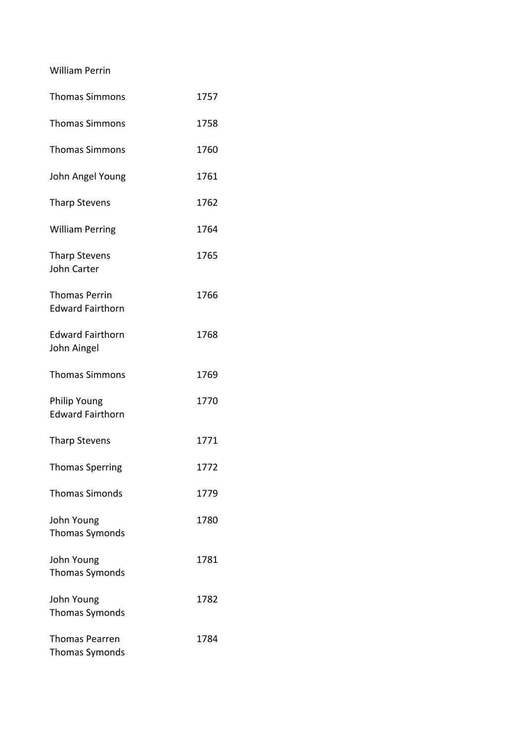| | |
|---|---|
| William Perrin | |
| Thomas Simmons | 1757 |
| Thomas Simmons | 1758 |
| Thomas Simmons | 1760 |
| John Angel Young | 1761 |
| Tharp Stevens | 1762 |
| William Perring | 1764 |
| Tharp Stevens<br>John Carter | 1765 |
| Thomas Perrin<br>Edward Fairthorn | 1766 |
| Edward Fairthorn<br>John Aingel | 1768 |
| Thomas Simmons | 1769 |
| Philip Young<br>Edward Fairthorn | 1770 |
| Tharp Stevens | 1771 |
| Thomas Sperring | 1772 |
| Thomas Simonds | 1779 |
| John Young<br>Thomas Symonds | 1780 |
| John Young<br>Thomas Symonds | 1781 |
| John Young<br>Thomas Symonds | 1782 |
| Thomas Pearren<br>Thomas Symonds | 1784 |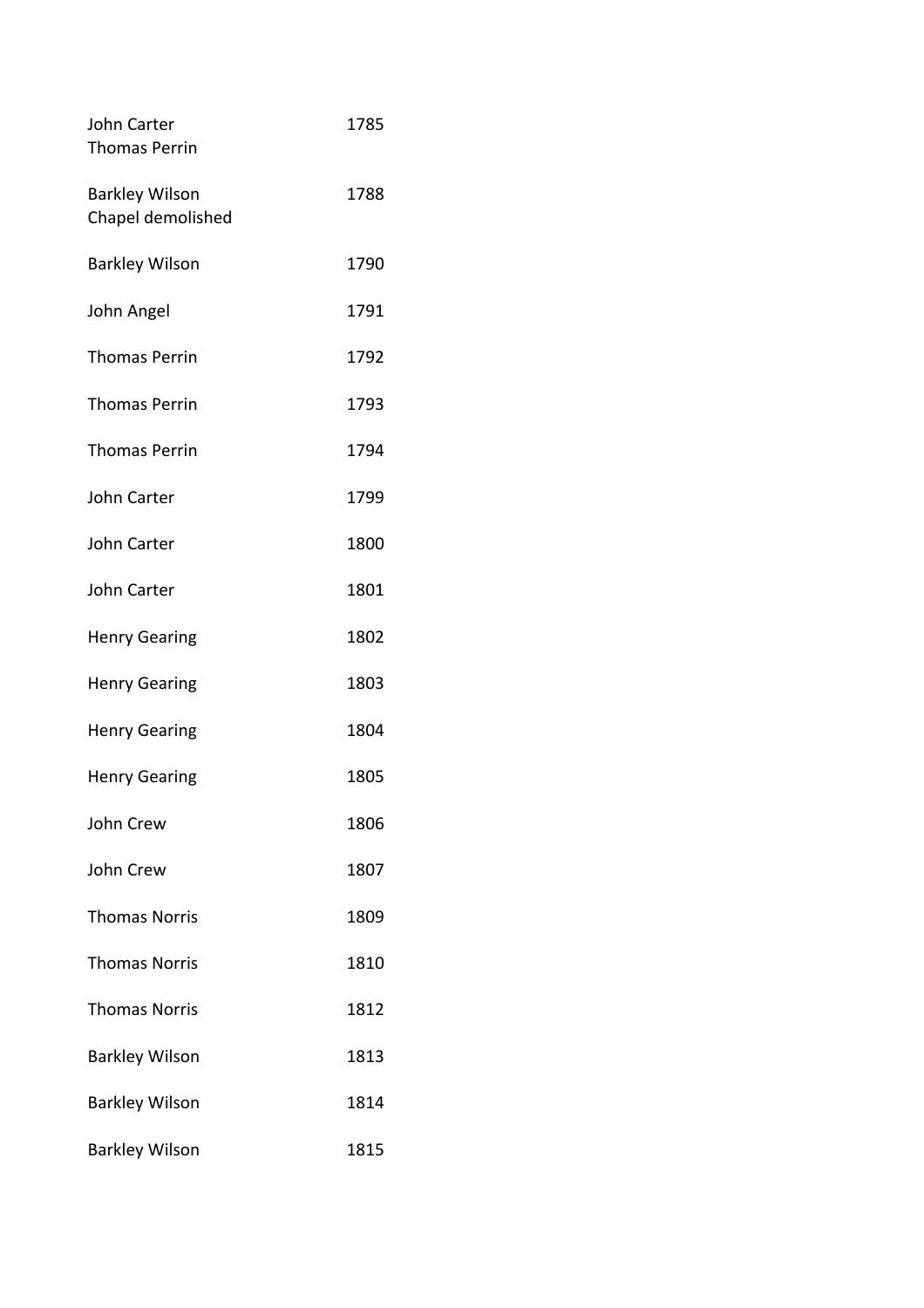| | |
|---|---|
| John Carter<br>Thomas Perrin | 1785 |
| Barkley Wilson<br>Chapel demolished | 1788 |
| Barkley Wilson | 1790 |
| John Angel | 1791 |
| Thomas Perrin | 1792 |
| Thomas Perrin | 1793 |
| Thomas Perrin | 1794 |
| John Carter | 1799 |
| John Carter | 1800 |
| John Carter | 1801 |
| Henry Gearing | 1802 |
| Henry Gearing | 1803 |
| Henry Gearing | 1804 |
| Henry Gearing | 1805 |
| John Crew | 1806 |
| John Crew | 1807 |
| Thomas Norris | 1809 |
| Thomas Norris | 1810 |
| Thomas Norris | 1812 |
| Barkley Wilson | 1813 |
| Barkley Wilson | 1814 |
| Barkley Wilson | 1815 |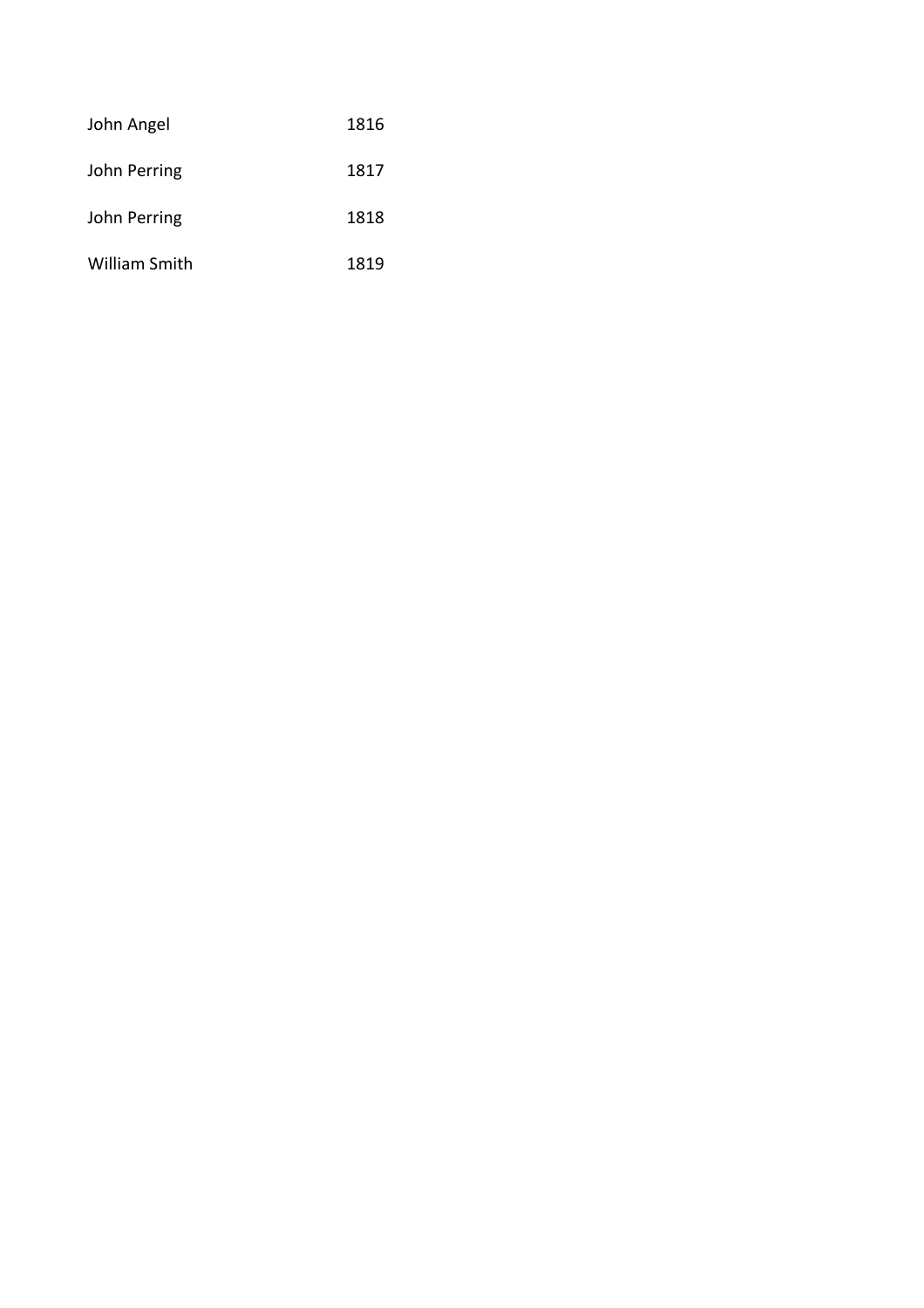| | |
|---|---|
| John Angel | 1816 |
| John Perring | 1817 |
| John Perring | 1818 |
| William Smith | 1819 |